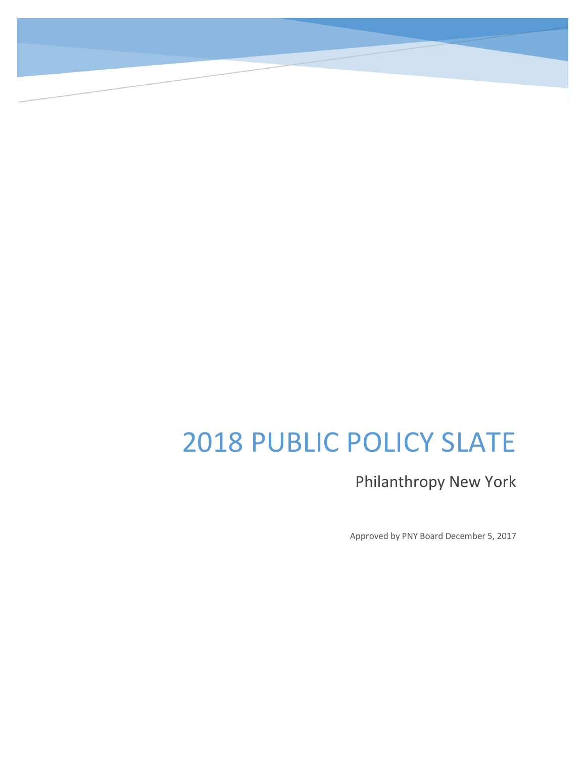# 2018 PUBLIC POLICY SLATE

## Philanthropy New York

Approved by PNY Board December 5, 2017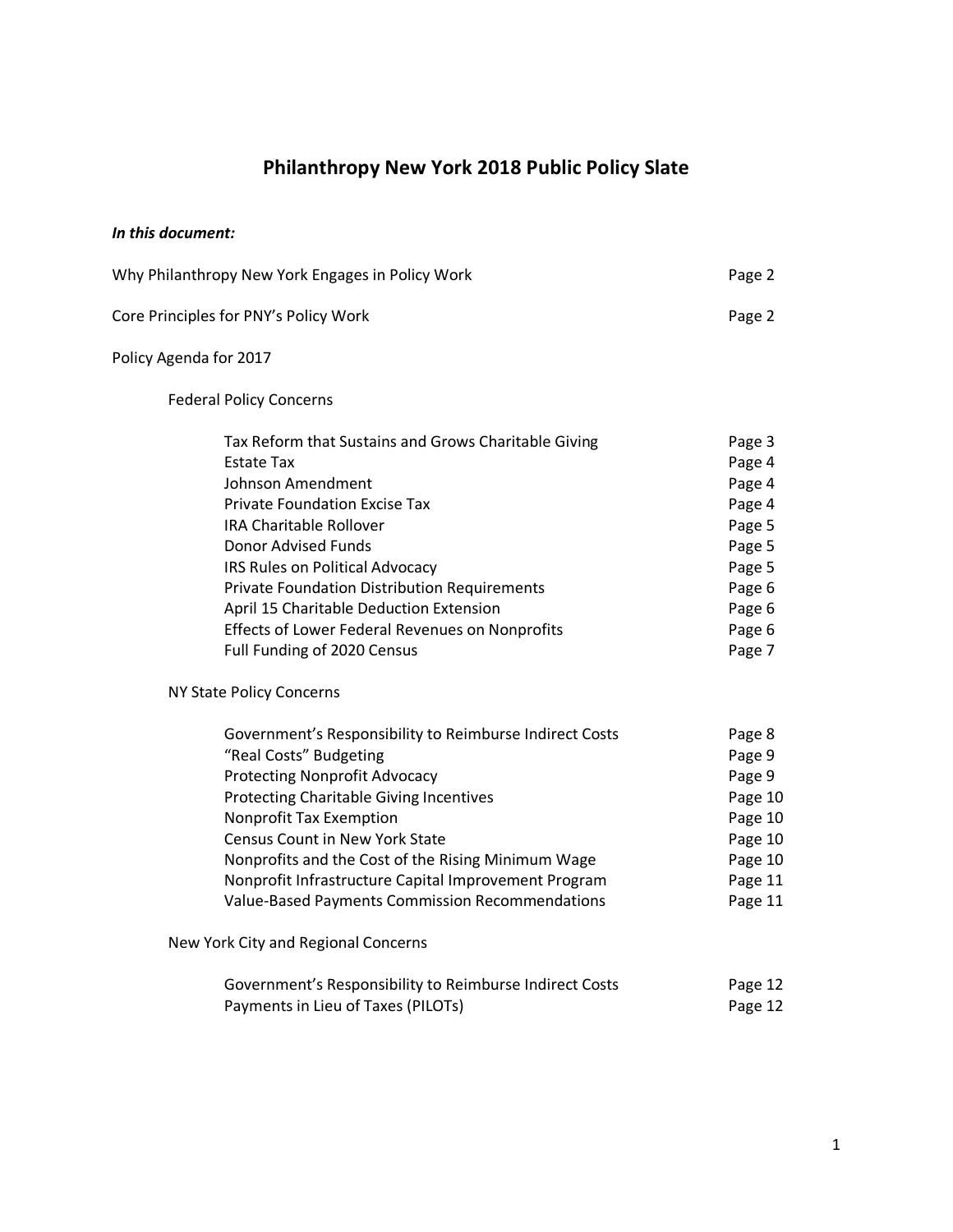# Philanthropy New York 2018 Public Policy Slate

***In this document:***

| | |
|---|---|
| Why Philanthropy New York Engages in Policy Work | Page 2 |
| Core Principles for PNY's Policy Work | Page 2 |
| Policy Agenda for 2017 | |
| Federal Policy Concerns | |
| Tax Reform that Sustains and Grows Charitable Giving | Page 3 |
| Estate Tax | Page 4 |
| Johnson Amendment | Page 4 |
| Private Foundation Excise Tax | Page 4 |
| IRA Charitable Rollover | Page 5 |
| Donor Advised Funds | Page 5 |
| IRS Rules on Political Advocacy | Page 5 |
| Private Foundation Distribution Requirements | Page 6 |
| April 15 Charitable Deduction Extension | Page 6 |
| Effects of Lower Federal Revenues on Nonprofits | Page 6 |
| Full Funding of 2020 Census | Page 7 |
| NY State Policy Concerns | |
| Government's Responsibility to Reimburse Indirect Costs | Page 8 |
| "Real Costs" Budgeting | Page 9 |
| Protecting Nonprofit Advocacy | Page 9 |
| Protecting Charitable Giving Incentives | Page 10 |
| Nonprofit Tax Exemption | Page 10 |
| Census Count in New York State | Page 10 |
| Nonprofits and the Cost of the Rising Minimum Wage | Page 10 |
| Nonprofit Infrastructure Capital Improvement Program | Page 11 |
| Value-Based Payments Commission Recommendations | Page 11 |
| New York City and Regional Concerns | |
| Government's Responsibility to Reimburse Indirect Costs | Page 12 |
| Payments in Lieu of Taxes (PILOTs) | Page 12 |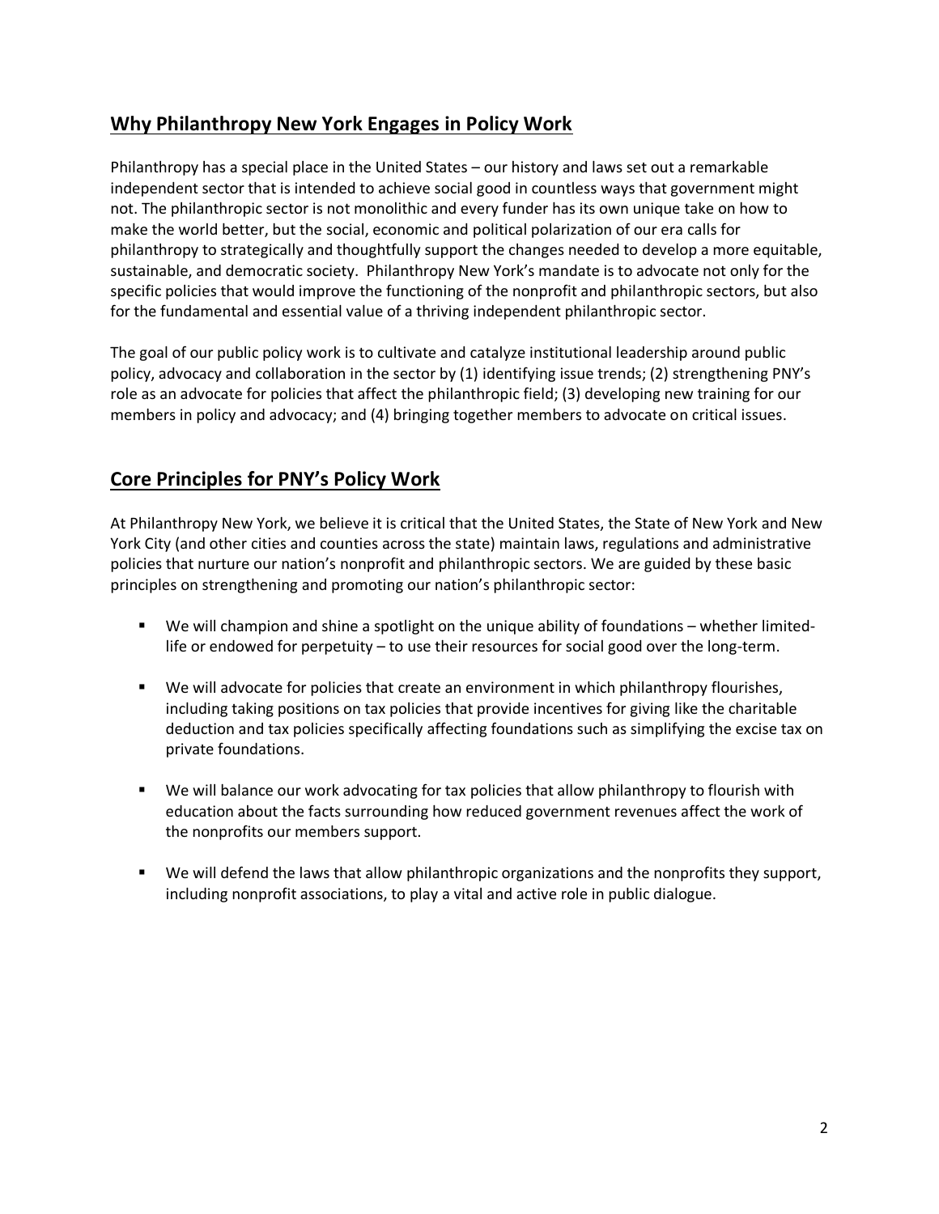## Why Philanthropy New York Engages in Policy Work

Philanthropy has a special place in the United States – our history and laws set out a remarkable independent sector that is intended to achieve social good in countless ways that government might not. The philanthropic sector is not monolithic and every funder has its own unique take on how to make the world better, but the social, economic and political polarization of our era calls for philanthropy to strategically and thoughtfully support the changes needed to develop a more equitable, sustainable, and democratic society. Philanthropy New York's mandate is to advocate not only for the specific policies that would improve the functioning of the nonprofit and philanthropic sectors, but also for the fundamental and essential value of a thriving independent philanthropic sector.

The goal of our public policy work is to cultivate and catalyze institutional leadership around public policy, advocacy and collaboration in the sector by (1) identifying issue trends; (2) strengthening PNY's role as an advocate for policies that affect the philanthropic field; (3) developing new training for our members in policy and advocacy; and (4) bringing together members to advocate on critical issues.

## Core Principles for PNY's Policy Work

At Philanthropy New York, we believe it is critical that the United States, the State of New York and New York City (and other cities and counties across the state) maintain laws, regulations and administrative policies that nurture our nation's nonprofit and philanthropic sectors. We are guided by these basic principles on strengthening and promoting our nation's philanthropic sector:

- We will champion and shine a spotlight on the unique ability of foundations – whether limited-life or endowed for perpetuity – to use their resources for social good over the long-term.
- We will advocate for policies that create an environment in which philanthropy flourishes, including taking positions on tax policies that provide incentives for giving like the charitable deduction and tax policies specifically affecting foundations such as simplifying the excise tax on private foundations.
- We will balance our work advocating for tax policies that allow philanthropy to flourish with education about the facts surrounding how reduced government revenues affect the work of the nonprofits our members support.
- We will defend the laws that allow philanthropic organizations and the nonprofits they support, including nonprofit associations, to play a vital and active role in public dialogue.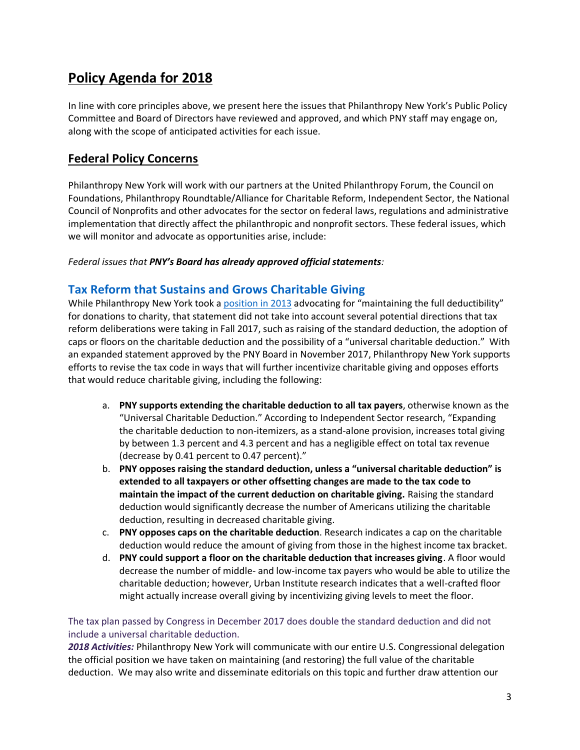# Policy Agenda for 2018

In line with core principles above, we present here the issues that Philanthropy New York's Public Policy Committee and Board of Directors have reviewed and approved, and which PNY staff may engage on, along with the scope of anticipated activities for each issue.

## Federal Policy Concerns

Philanthropy New York will work with our partners at the United Philanthropy Forum, the Council on Foundations, Philanthropy Roundtable/Alliance for Charitable Reform, Independent Sector, the National Council of Nonprofits and other advocates for the sector on federal laws, regulations and administrative implementation that directly affect the philanthropic and nonprofit sectors. These federal issues, which we will monitor and advocate as opportunities arise, include:

*Federal issues that **PNY's Board has already approved official statements**:*

### Tax Reform that Sustains and Grows Charitable Giving

While Philanthropy New York took a position in 2013 advocating for "maintaining the full deductibility" for donations to charity, that statement did not take into account several potential directions that tax reform deliberations were taking in Fall 2017, such as raising of the standard deduction, the adoption of caps or floors on the charitable deduction and the possibility of a "universal charitable deduction." With an expanded statement approved by the PNY Board in November 2017, Philanthropy New York supports efforts to revise the tax code in ways that will further incentivize charitable giving and opposes efforts that would reduce charitable giving, including the following:

a. **PNY supports extending the charitable deduction to all tax payers**, otherwise known as the "Universal Charitable Deduction." According to Independent Sector research, "Expanding the charitable deduction to non-itemizers, as a stand-alone provision, increases total giving by between 1.3 percent and 4.3 percent and has a negligible effect on total tax revenue (decrease by 0.41 percent to 0.47 percent)."
b. **PNY opposes raising the standard deduction, unless a "universal charitable deduction" is extended to all taxpayers or other offsetting changes are made to the tax code to maintain the impact of the current deduction on charitable giving.** Raising the standard deduction would significantly decrease the number of Americans utilizing the charitable deduction, resulting in decreased charitable giving.
c. **PNY opposes caps on the charitable deduction**. Research indicates a cap on the charitable deduction would reduce the amount of giving from those in the highest income tax bracket.
d. **PNY could support a floor on the charitable deduction that increases giving**. A floor would decrease the number of middle- and low-income tax payers who would be able to utilize the charitable deduction; however, Urban Institute research indicates that a well-crafted floor might actually increase overall giving by incentivizing giving levels to meet the floor.

The tax plan passed by Congress in December 2017 does double the standard deduction and did not include a universal charitable deduction.

***2018 Activities:*** Philanthropy New York will communicate with our entire U.S. Congressional delegation the official position we have taken on maintaining (and restoring) the full value of the charitable deduction. We may also write and disseminate editorials on this topic and further draw attention our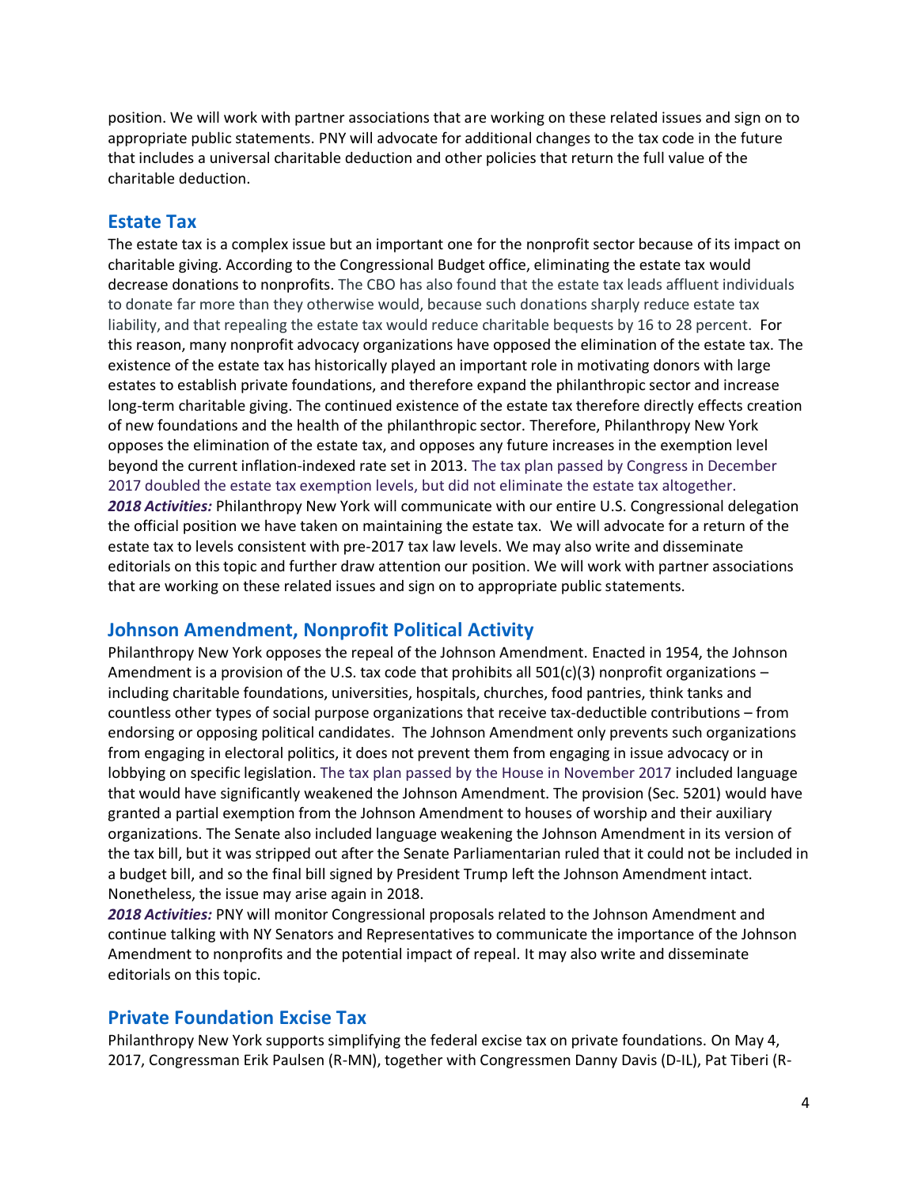position. We will work with partner associations that are working on these related issues and sign on to appropriate public statements. PNY will advocate for additional changes to the tax code in the future that includes a universal charitable deduction and other policies that return the full value of the charitable deduction.

## Estate Tax

The estate tax is a complex issue but an important one for the nonprofit sector because of its impact on charitable giving. According to the Congressional Budget office, eliminating the estate tax would decrease donations to nonprofits. The CBO has also found that the estate tax leads affluent individuals to donate far more than they otherwise would, because such donations sharply reduce estate tax liability, and that repealing the estate tax would reduce charitable bequests by 16 to 28 percent. For this reason, many nonprofit advocacy organizations have opposed the elimination of the estate tax. The existence of the estate tax has historically played an important role in motivating donors with large estates to establish private foundations, and therefore expand the philanthropic sector and increase long-term charitable giving. The continued existence of the estate tax therefore directly effects creation of new foundations and the health of the philanthropic sector. Therefore, Philanthropy New York opposes the elimination of the estate tax, and opposes any future increases in the exemption level beyond the current inflation-indexed rate set in 2013. The tax plan passed by Congress in December 2017 doubled the estate tax exemption levels, but did not eliminate the estate tax altogether.

***2018 Activities:*** Philanthropy New York will communicate with our entire U.S. Congressional delegation the official position we have taken on maintaining the estate tax. We will advocate for a return of the estate tax to levels consistent with pre-2017 tax law levels. We may also write and disseminate editorials on this topic and further draw attention our position. We will work with partner associations that are working on these related issues and sign on to appropriate public statements.

## Johnson Amendment, Nonprofit Political Activity

Philanthropy New York opposes the repeal of the Johnson Amendment. Enacted in 1954, the Johnson Amendment is a provision of the U.S. tax code that prohibits all 501(c)(3) nonprofit organizations – including charitable foundations, universities, hospitals, churches, food pantries, think tanks and countless other types of social purpose organizations that receive tax-deductible contributions – from endorsing or opposing political candidates. The Johnson Amendment only prevents such organizations from engaging in electoral politics, it does not prevent them from engaging in issue advocacy or in lobbying on specific legislation. The tax plan passed by the House in November 2017 included language that would have significantly weakened the Johnson Amendment. The provision (Sec. 5201) would have granted a partial exemption from the Johnson Amendment to houses of worship and their auxiliary organizations. The Senate also included language weakening the Johnson Amendment in its version of the tax bill, but it was stripped out after the Senate Parliamentarian ruled that it could not be included in a budget bill, and so the final bill signed by President Trump left the Johnson Amendment intact. Nonetheless, the issue may arise again in 2018.

***2018 Activities:*** PNY will monitor Congressional proposals related to the Johnson Amendment and continue talking with NY Senators and Representatives to communicate the importance of the Johnson Amendment to nonprofits and the potential impact of repeal. It may also write and disseminate editorials on this topic.

## Private Foundation Excise Tax

Philanthropy New York supports simplifying the federal excise tax on private foundations. On May 4, 2017, Congressman Erik Paulsen (R-MN), together with Congressmen Danny Davis (D-IL), Pat Tiberi (R-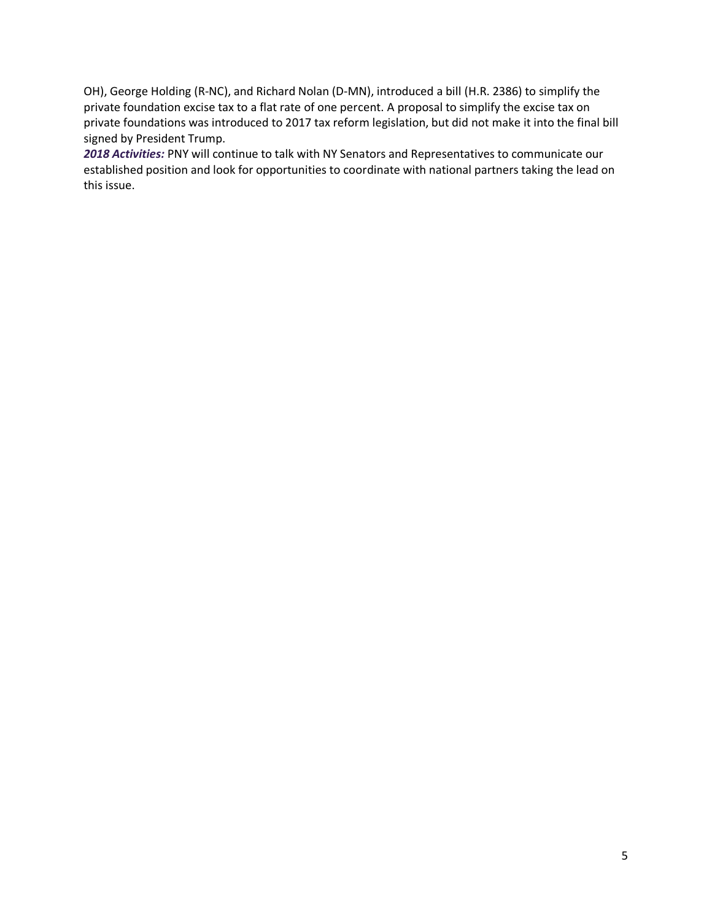OH), George Holding (R-NC), and Richard Nolan (D-MN), introduced a bill (H.R. 2386) to simplify the private foundation excise tax to a flat rate of one percent. A proposal to simplify the excise tax on private foundations was introduced to 2017 tax reform legislation, but did not make it into the final bill signed by President Trump.

***2018 Activities:*** PNY will continue to talk with NY Senators and Representatives to communicate our established position and look for opportunities to coordinate with national partners taking the lead on this issue.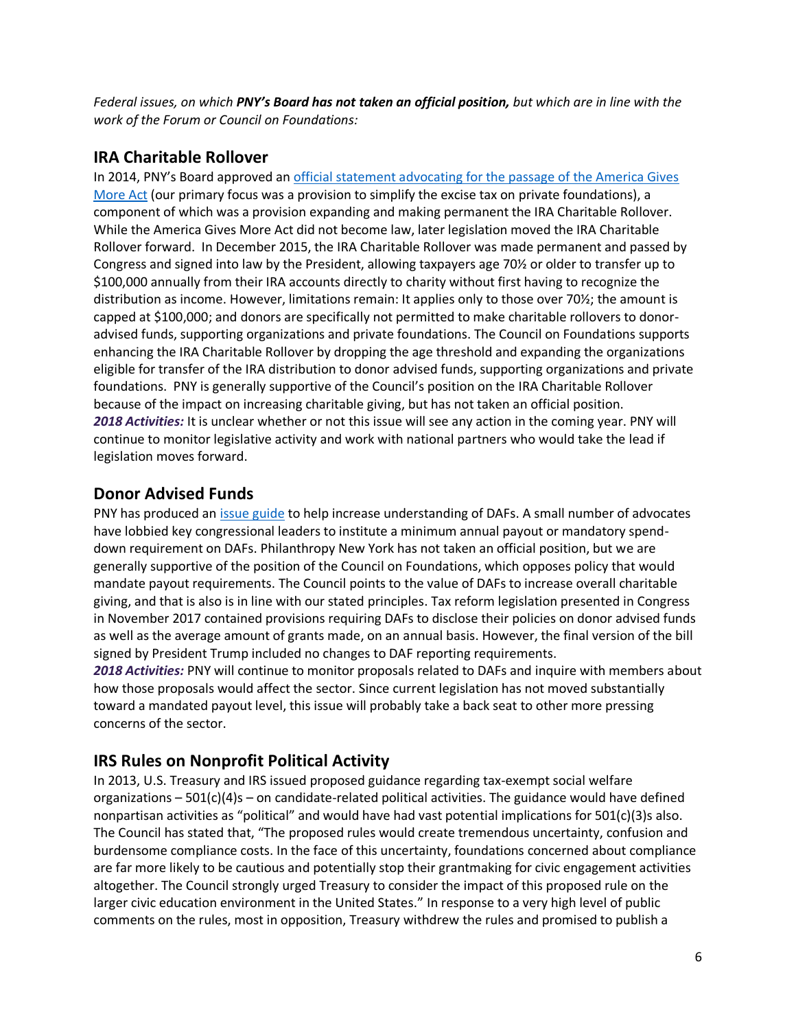*Federal issues, on which **PNY's Board has not taken an official position,** but which are in line with the work of the Forum or Council on Foundations:*

## IRA Charitable Rollover

In 2014, PNY's Board approved an [official statement advocating for the passage of the America Gives More Act]() (our primary focus was a provision to simplify the excise tax on private foundations), a component of which was a provision expanding and making permanent the IRA Charitable Rollover. While the America Gives More Act did not become law, later legislation moved the IRA Charitable Rollover forward. In December 2015, the IRA Charitable Rollover was made permanent and passed by Congress and signed into law by the President, allowing taxpayers age 70½ or older to transfer up to \$100,000 annually from their IRA accounts directly to charity without first having to recognize the distribution as income. However, limitations remain: It applies only to those over 70½; the amount is capped at \$100,000; and donors are specifically not permitted to make charitable rollovers to donor-advised funds, supporting organizations and private foundations. The Council on Foundations supports enhancing the IRA Charitable Rollover by dropping the age threshold and expanding the organizations eligible for transfer of the IRA distribution to donor advised funds, supporting organizations and private foundations. PNY is generally supportive of the Council's position on the IRA Charitable Rollover because of the impact on increasing charitable giving, but has not taken an official position.

***2018 Activities:*** It is unclear whether or not this issue will see any action in the coming year. PNY will continue to monitor legislative activity and work with national partners who would take the lead if legislation moves forward.

## Donor Advised Funds

PNY has produced an [issue guide]() to help increase understanding of DAFs. A small number of advocates have lobbied key congressional leaders to institute a minimum annual payout or mandatory spend-down requirement on DAFs. Philanthropy New York has not taken an official position, but we are generally supportive of the position of the Council on Foundations, which opposes policy that would mandate payout requirements. The Council points to the value of DAFs to increase overall charitable giving, and that is also is in line with our stated principles. Tax reform legislation presented in Congress in November 2017 contained provisions requiring DAFs to disclose their policies on donor advised funds as well as the average amount of grants made, on an annual basis. However, the final version of the bill signed by President Trump included no changes to DAF reporting requirements.

***2018 Activities:*** PNY will continue to monitor proposals related to DAFs and inquire with members about how those proposals would affect the sector. Since current legislation has not moved substantially toward a mandated payout level, this issue will probably take a back seat to other more pressing concerns of the sector.

## IRS Rules on Nonprofit Political Activity

In 2013, U.S. Treasury and IRS issued proposed guidance regarding tax-exempt social welfare organizations – 501(c)(4)s – on candidate-related political activities. The guidance would have defined nonpartisan activities as "political" and would have had vast potential implications for 501(c)(3)s also. The Council has stated that, "The proposed rules would create tremendous uncertainty, confusion and burdensome compliance costs. In the face of this uncertainty, foundations concerned about compliance are far more likely to be cautious and potentially stop their grantmaking for civic engagement activities altogether. The Council strongly urged Treasury to consider the impact of this proposed rule on the larger civic education environment in the United States." In response to a very high level of public comments on the rules, most in opposition, Treasury withdrew the rules and promised to publish a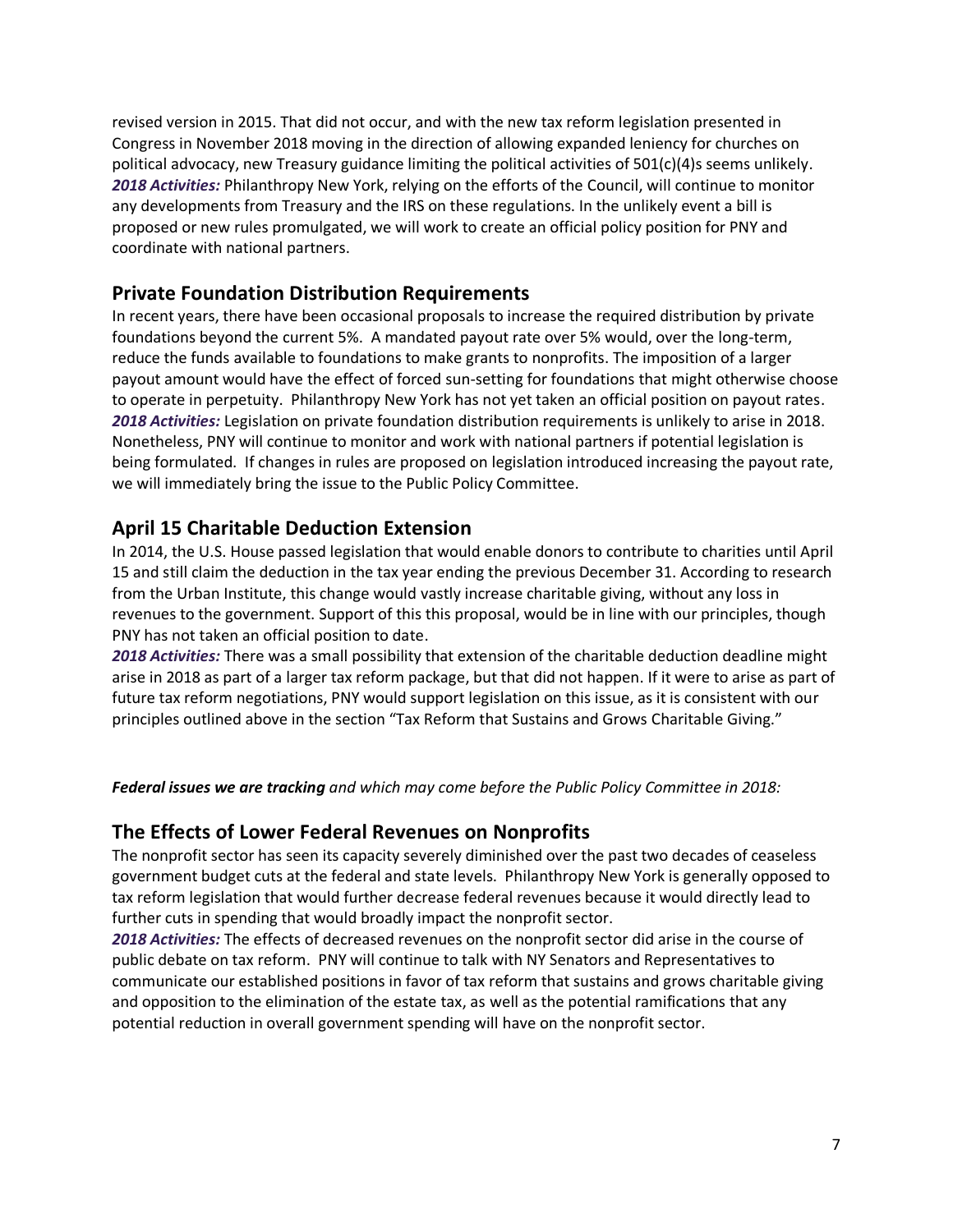revised version in 2015. That did not occur, and with the new tax reform legislation presented in Congress in November 2018 moving in the direction of allowing expanded leniency for churches on political advocacy, new Treasury guidance limiting the political activities of 501(c)(4)s seems unlikely.
***2018 Activities:*** Philanthropy New York, relying on the efforts of the Council, will continue to monitor any developments from Treasury and the IRS on these regulations. In the unlikely event a bill is proposed or new rules promulgated, we will work to create an official policy position for PNY and coordinate with national partners.

## Private Foundation Distribution Requirements

In recent years, there have been occasional proposals to increase the required distribution by private foundations beyond the current 5%. A mandated payout rate over 5% would, over the long-term, reduce the funds available to foundations to make grants to nonprofits. The imposition of a larger payout amount would have the effect of forced sun-setting for foundations that might otherwise choose to operate in perpetuity. Philanthropy New York has not yet taken an official position on payout rates.
***2018 Activities:*** Legislation on private foundation distribution requirements is unlikely to arise in 2018. Nonetheless, PNY will continue to monitor and work with national partners if potential legislation is being formulated. If changes in rules are proposed on legislation introduced increasing the payout rate, we will immediately bring the issue to the Public Policy Committee.

## April 15 Charitable Deduction Extension

In 2014, the U.S. House passed legislation that would enable donors to contribute to charities until April 15 and still claim the deduction in the tax year ending the previous December 31. According to research from the Urban Institute, this change would vastly increase charitable giving, without any loss in revenues to the government. Support of this this proposal, would be in line with our principles, though PNY has not taken an official position to date.
***2018 Activities:*** There was a small possibility that extension of the charitable deduction deadline might arise in 2018 as part of a larger tax reform package, but that did not happen. If it were to arise as part of future tax reform negotiations, PNY would support legislation on this issue, as it is consistent with our principles outlined above in the section "Tax Reform that Sustains and Grows Charitable Giving."

***Federal issues we are tracking*** *and which may come before the Public Policy Committee in 2018:*

## The Effects of Lower Federal Revenues on Nonprofits

The nonprofit sector has seen its capacity severely diminished over the past two decades of ceaseless government budget cuts at the federal and state levels. Philanthropy New York is generally opposed to tax reform legislation that would further decrease federal revenues because it would directly lead to further cuts in spending that would broadly impact the nonprofit sector.
***2018 Activities:*** The effects of decreased revenues on the nonprofit sector did arise in the course of public debate on tax reform. PNY will continue to talk with NY Senators and Representatives to communicate our established positions in favor of tax reform that sustains and grows charitable giving and opposition to the elimination of the estate tax, as well as the potential ramifications that any potential reduction in overall government spending will have on the nonprofit sector.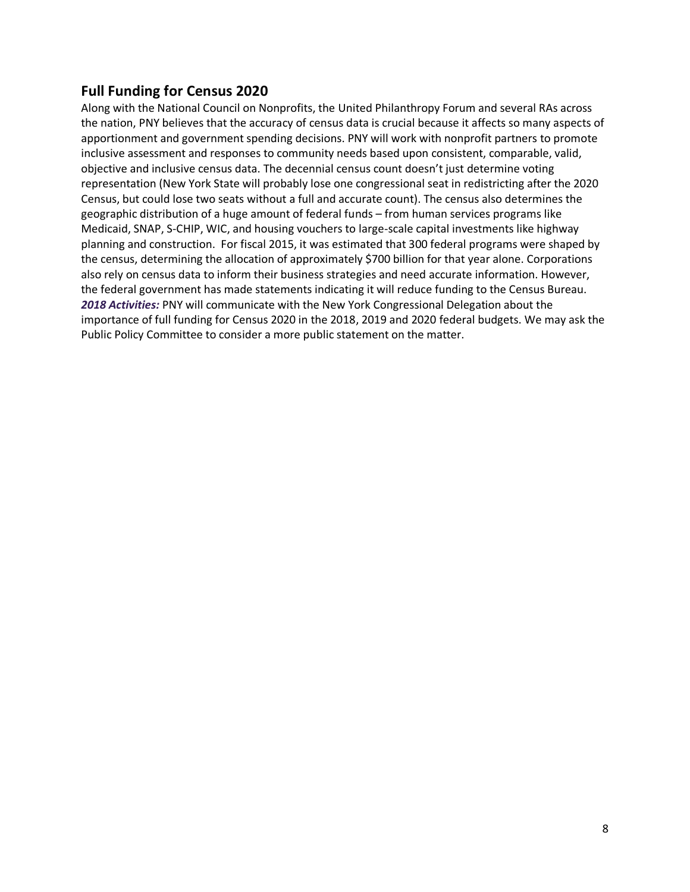## Full Funding for Census 2020

Along with the National Council on Nonprofits, the United Philanthropy Forum and several RAs across the nation, PNY believes that the accuracy of census data is crucial because it affects so many aspects of apportionment and government spending decisions. PNY will work with nonprofit partners to promote inclusive assessment and responses to community needs based upon consistent, comparable, valid, objective and inclusive census data. The decennial census count doesn't just determine voting representation (New York State will probably lose one congressional seat in redistricting after the 2020 Census, but could lose two seats without a full and accurate count). The census also determines the geographic distribution of a huge amount of federal funds – from human services programs like Medicaid, SNAP, S-CHIP, WIC, and housing vouchers to large-scale capital investments like highway planning and construction. For fiscal 2015, it was estimated that 300 federal programs were shaped by the census, determining the allocation of approximately $700 billion for that year alone. Corporations also rely on census data to inform their business strategies and need accurate information. However, the federal government has made statements indicating it will reduce funding to the Census Bureau.
***2018 Activities:*** PNY will communicate with the New York Congressional Delegation about the importance of full funding for Census 2020 in the 2018, 2019 and 2020 federal budgets. We may ask the Public Policy Committee to consider a more public statement on the matter.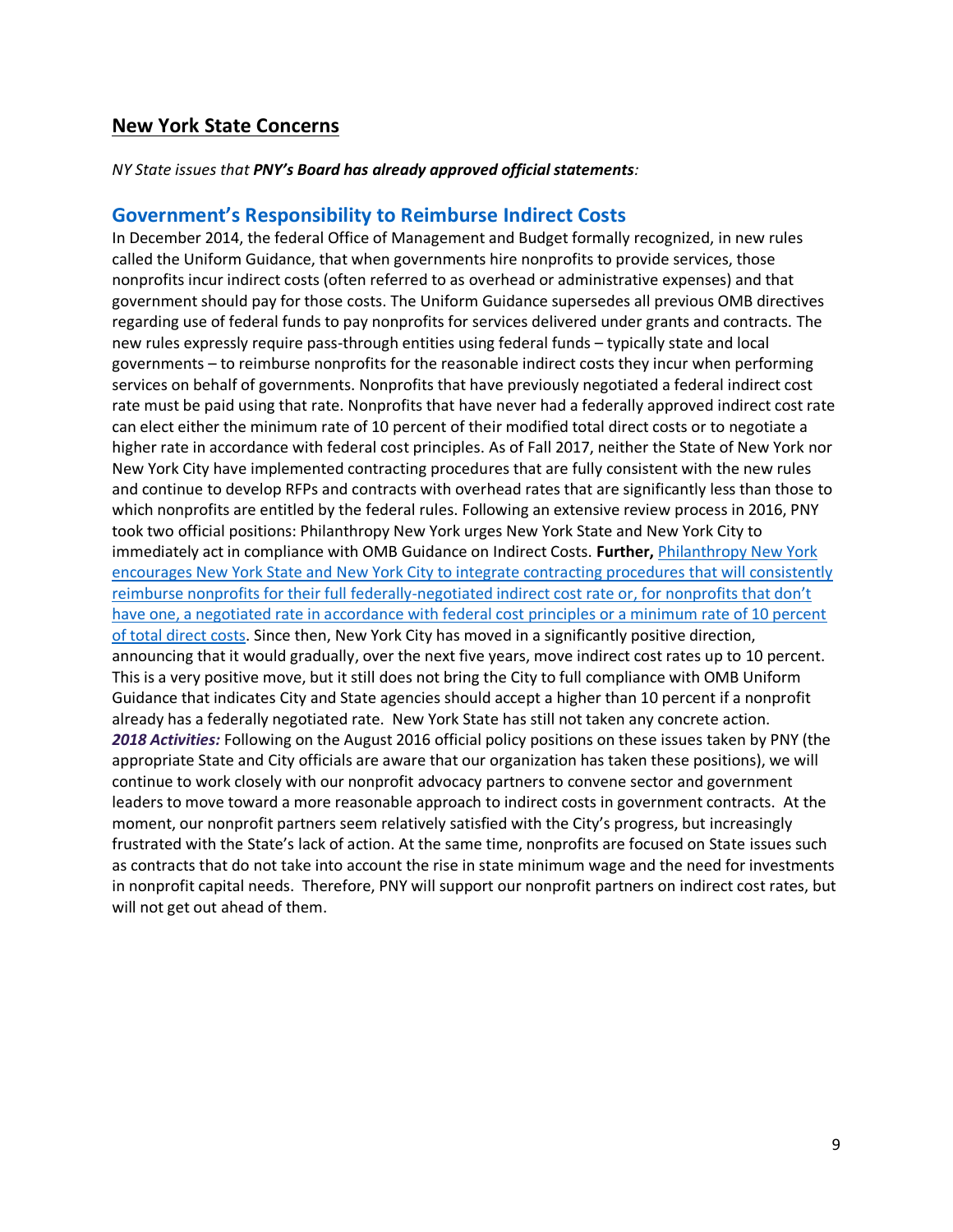## New York State Concerns

*NY State issues that **PNY's Board has already approved official statements**:*

### Government's Responsibility to Reimburse Indirect Costs

In December 2014, the federal Office of Management and Budget formally recognized, in new rules called the Uniform Guidance, that when governments hire nonprofits to provide services, those nonprofits incur indirect costs (often referred to as overhead or administrative expenses) and that government should pay for those costs. The Uniform Guidance supersedes all previous OMB directives regarding use of federal funds to pay nonprofits for services delivered under grants and contracts. The new rules expressly require pass-through entities using federal funds – typically state and local governments – to reimburse nonprofits for the reasonable indirect costs they incur when performing services on behalf of governments. Nonprofits that have previously negotiated a federal indirect cost rate must be paid using that rate. Nonprofits that have never had a federally approved indirect cost rate can elect either the minimum rate of 10 percent of their modified total direct costs or to negotiate a higher rate in accordance with federal cost principles. As of Fall 2017, neither the State of New York nor New York City have implemented contracting procedures that are fully consistent with the new rules and continue to develop RFPs and contracts with overhead rates that are significantly less than those to which nonprofits are entitled by the federal rules. Following an extensive review process in 2016, PNY took two official positions: Philanthropy New York urges New York State and New York City to immediately act in compliance with OMB Guidance on Indirect Costs. **Further,** Philanthropy New York encourages New York State and New York City to integrate contracting procedures that will consistently reimburse nonprofits for their full federally-negotiated indirect cost rate or, for nonprofits that don't have one, a negotiated rate in accordance with federal cost principles or a minimum rate of 10 percent of total direct costs. Since then, New York City has moved in a significantly positive direction, announcing that it would gradually, over the next five years, move indirect cost rates up to 10 percent. This is a very positive move, but it still does not bring the City to full compliance with OMB Uniform Guidance that indicates City and State agencies should accept a higher than 10 percent if a nonprofit already has a federally negotiated rate. New York State has still not taken any concrete action.

***2018 Activities:*** Following on the August 2016 official policy positions on these issues taken by PNY (the appropriate State and City officials are aware that our organization has taken these positions), we will continue to work closely with our nonprofit advocacy partners to convene sector and government leaders to move toward a more reasonable approach to indirect costs in government contracts. At the moment, our nonprofit partners seem relatively satisfied with the City's progress, but increasingly frustrated with the State's lack of action. At the same time, nonprofits are focused on State issues such as contracts that do not take into account the rise in state minimum wage and the need for investments in nonprofit capital needs. Therefore, PNY will support our nonprofit partners on indirect cost rates, but will not get out ahead of them.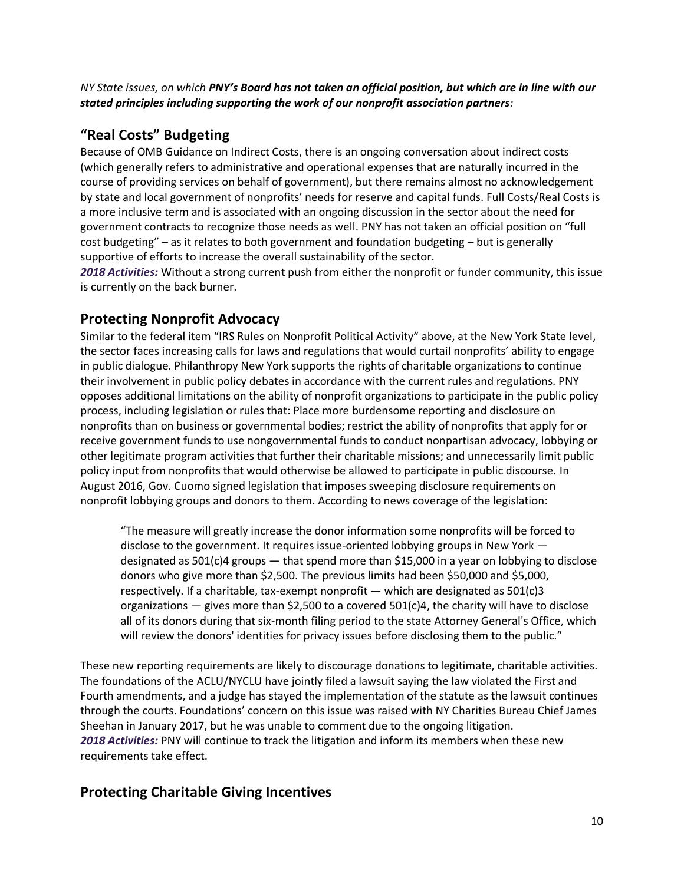*NY State issues, on which **PNY's Board has not taken an official position, but which are in line with our stated principles including supporting the work of our nonprofit association partners**:*

## "Real Costs" Budgeting

Because of OMB Guidance on Indirect Costs, there is an ongoing conversation about indirect costs (which generally refers to administrative and operational expenses that are naturally incurred in the course of providing services on behalf of government), but there remains almost no acknowledgement by state and local government of nonprofits' needs for reserve and capital funds. Full Costs/Real Costs is a more inclusive term and is associated with an ongoing discussion in the sector about the need for government contracts to recognize those needs as well. PNY has not taken an official position on "full cost budgeting" – as it relates to both government and foundation budgeting – but is generally supportive of efforts to increase the overall sustainability of the sector.

***2018 Activities:*** Without a strong current push from either the nonprofit or funder community, this issue is currently on the back burner.

## Protecting Nonprofit Advocacy

Similar to the federal item "IRS Rules on Nonprofit Political Activity" above, at the New York State level, the sector faces increasing calls for laws and regulations that would curtail nonprofits' ability to engage in public dialogue. Philanthropy New York supports the rights of charitable organizations to continue their involvement in public policy debates in accordance with the current rules and regulations. PNY opposes additional limitations on the ability of nonprofit organizations to participate in the public policy process, including legislation or rules that: Place more burdensome reporting and disclosure on nonprofits than on business or governmental bodies; restrict the ability of nonprofits that apply for or receive government funds to use nongovernmental funds to conduct nonpartisan advocacy, lobbying or other legitimate program activities that further their charitable missions; and unnecessarily limit public policy input from nonprofits that would otherwise be allowed to participate in public discourse. In August 2016, Gov. Cuomo signed legislation that imposes sweeping disclosure requirements on nonprofit lobbying groups and donors to them. According to news coverage of the legislation:

> "The measure will greatly increase the donor information some nonprofits will be forced to disclose to the government. It requires issue-oriented lobbying groups in New York — designated as 501(c)4 groups — that spend more than $15,000 in a year on lobbying to disclose donors who give more than $2,500. The previous limits had been $50,000 and $5,000, respectively. If a charitable, tax-exempt nonprofit — which are designated as 501(c)3 organizations — gives more than $2,500 to a covered 501(c)4, the charity will have to disclose all of its donors during that six-month filing period to the state Attorney General's Office, which will review the donors' identities for privacy issues before disclosing them to the public."

These new reporting requirements are likely to discourage donations to legitimate, charitable activities. The foundations of the ACLU/NYCLU have jointly filed a lawsuit saying the law violated the First and Fourth amendments, and a judge has stayed the implementation of the statute as the lawsuit continues through the courts. Foundations' concern on this issue was raised with NY Charities Bureau Chief James Sheehan in January 2017, but he was unable to comment due to the ongoing litigation.

***2018 Activities:*** PNY will continue to track the litigation and inform its members when these new requirements take effect.

## Protecting Charitable Giving Incentives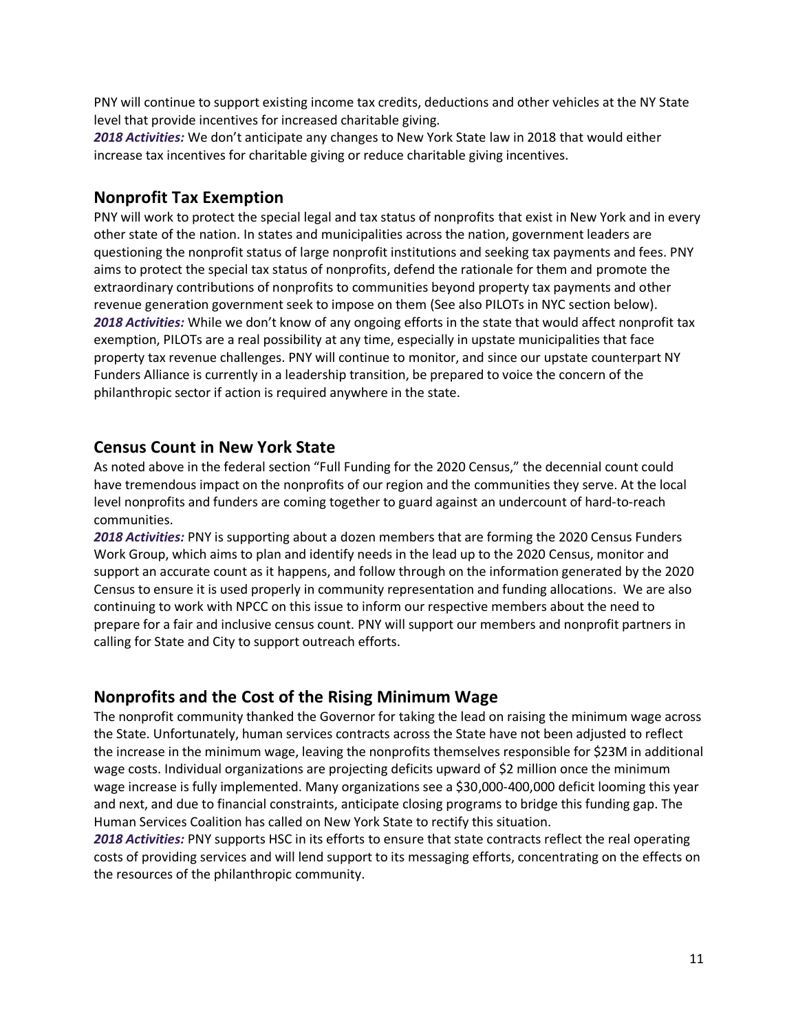PNY will continue to support existing income tax credits, deductions and other vehicles at the NY State level that provide incentives for increased charitable giving.
***2018 Activities:*** We don't anticipate any changes to New York State law in 2018 that would either increase tax incentives for charitable giving or reduce charitable giving incentives.

## Nonprofit Tax Exemption

PNY will work to protect the special legal and tax status of nonprofits that exist in New York and in every other state of the nation. In states and municipalities across the nation, government leaders are questioning the nonprofit status of large nonprofit institutions and seeking tax payments and fees. PNY aims to protect the special tax status of nonprofits, defend the rationale for them and promote the extraordinary contributions of nonprofits to communities beyond property tax payments and other revenue generation government seek to impose on them (See also PILOTs in NYC section below).
***2018 Activities:*** While we don't know of any ongoing efforts in the state that would affect nonprofit tax exemption, PILOTs are a real possibility at any time, especially in upstate municipalities that face property tax revenue challenges. PNY will continue to monitor, and since our upstate counterpart NY Funders Alliance is currently in a leadership transition, be prepared to voice the concern of the philanthropic sector if action is required anywhere in the state.

## Census Count in New York State

As noted above in the federal section "Full Funding for the 2020 Census," the decennial count could have tremendous impact on the nonprofits of our region and the communities they serve. At the local level nonprofits and funders are coming together to guard against an undercount of hard-to-reach communities.
***2018 Activities:*** PNY is supporting about a dozen members that are forming the 2020 Census Funders Work Group, which aims to plan and identify needs in the lead up to the 2020 Census, monitor and support an accurate count as it happens, and follow through on the information generated by the 2020 Census to ensure it is used properly in community representation and funding allocations. We are also continuing to work with NPCC on this issue to inform our respective members about the need to prepare for a fair and inclusive census count. PNY will support our members and nonprofit partners in calling for State and City to support outreach efforts.

## Nonprofits and the Cost of the Rising Minimum Wage

The nonprofit community thanked the Governor for taking the lead on raising the minimum wage across the State. Unfortunately, human services contracts across the State have not been adjusted to reflect the increase in the minimum wage, leaving the nonprofits themselves responsible for $23M in additional wage costs. Individual organizations are projecting deficits upward of $2 million once the minimum wage increase is fully implemented. Many organizations see a $30,000-400,000 deficit looming this year and next, and due to financial constraints, anticipate closing programs to bridge this funding gap. The Human Services Coalition has called on New York State to rectify this situation.
***2018 Activities:*** PNY supports HSC in its efforts to ensure that state contracts reflect the real operating costs of providing services and will lend support to its messaging efforts, concentrating on the effects on the resources of the philanthropic community.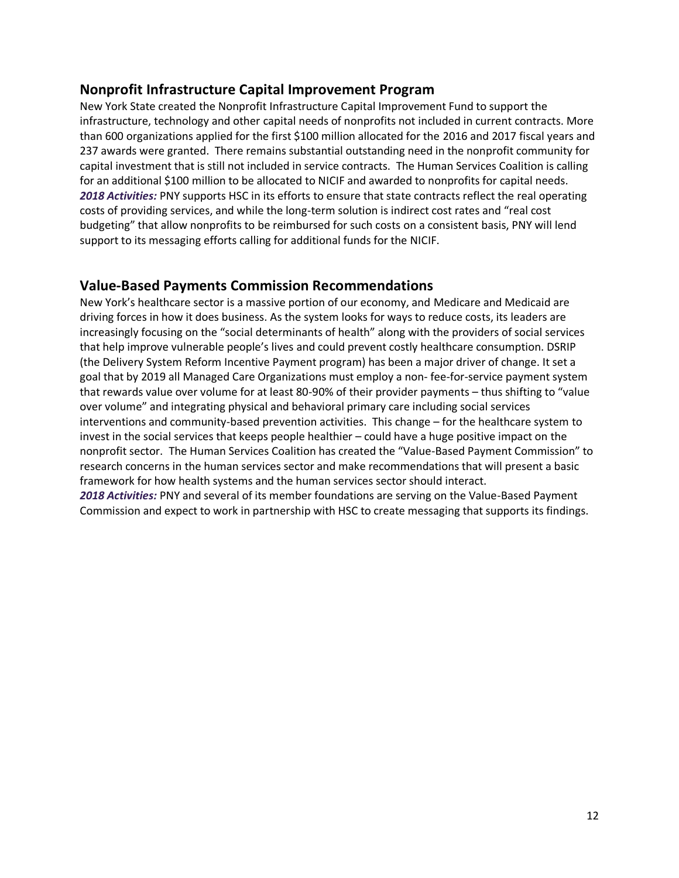## Nonprofit Infrastructure Capital Improvement Program

New York State created the Nonprofit Infrastructure Capital Improvement Fund to support the infrastructure, technology and other capital needs of nonprofits not included in current contracts. More than 600 organizations applied for the first $100 million allocated for the 2016 and 2017 fiscal years and 237 awards were granted. There remains substantial outstanding need in the nonprofit community for capital investment that is still not included in service contracts. The Human Services Coalition is calling for an additional $100 million to be allocated to NICIF and awarded to nonprofits for capital needs.
***2018 Activities:*** PNY supports HSC in its efforts to ensure that state contracts reflect the real operating costs of providing services, and while the long-term solution is indirect cost rates and "real cost budgeting" that allow nonprofits to be reimbursed for such costs on a consistent basis, PNY will lend support to its messaging efforts calling for additional funds for the NICIF.

## Value-Based Payments Commission Recommendations

New York's healthcare sector is a massive portion of our economy, and Medicare and Medicaid are driving forces in how it does business. As the system looks for ways to reduce costs, its leaders are increasingly focusing on the "social determinants of health" along with the providers of social services that help improve vulnerable people's lives and could prevent costly healthcare consumption. DSRIP (the Delivery System Reform Incentive Payment program) has been a major driver of change. It set a goal that by 2019 all Managed Care Organizations must employ a non- fee-for-service payment system that rewards value over volume for at least 80-90% of their provider payments – thus shifting to "value over volume" and integrating physical and behavioral primary care including social services interventions and community-based prevention activities. This change – for the healthcare system to invest in the social services that keeps people healthier – could have a huge positive impact on the nonprofit sector. The Human Services Coalition has created the "Value-Based Payment Commission" to research concerns in the human services sector and make recommendations that will present a basic framework for how health systems and the human services sector should interact.
***2018 Activities:*** PNY and several of its member foundations are serving on the Value-Based Payment Commission and expect to work in partnership with HSC to create messaging that supports its findings.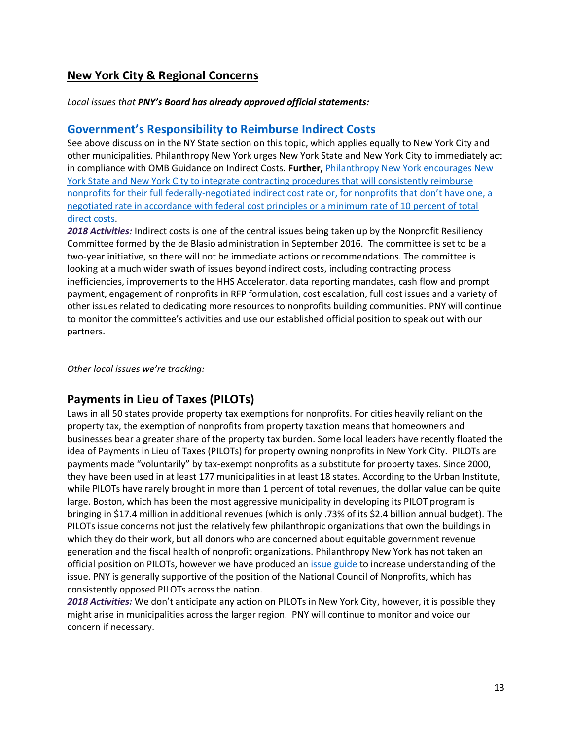## New York City & Regional Concerns

*Local issues that **PNY's Board has already approved official statements:***

### Government's Responsibility to Reimburse Indirect Costs

See above discussion in the NY State section on this topic, which applies equally to New York City and other municipalities. Philanthropy New York urges New York State and New York City to immediately act in compliance with OMB Guidance on Indirect Costs. **Further,** Philanthropy New York encourages New York State and New York City to integrate contracting procedures that will consistently reimburse nonprofits for their full federally-negotiated indirect cost rate or, for nonprofits that don't have one, a negotiated rate in accordance with federal cost principles or a minimum rate of 10 percent of total direct costs.

***2018 Activities:*** Indirect costs is one of the central issues being taken up by the Nonprofit Resiliency Committee formed by the de Blasio administration in September 2016. The committee is set to be a two-year initiative, so there will not be immediate actions or recommendations. The committee is looking at a much wider swath of issues beyond indirect costs, including contracting process inefficiencies, improvements to the HHS Accelerator, data reporting mandates, cash flow and prompt payment, engagement of nonprofits in RFP formulation, cost escalation, full cost issues and a variety of other issues related to dedicating more resources to nonprofits building communities. PNY will continue to monitor the committee's activities and use our established official position to speak out with our partners.

*Other local issues we're tracking:*

### Payments in Lieu of Taxes (PILOTs)

Laws in all 50 states provide property tax exemptions for nonprofits. For cities heavily reliant on the property tax, the exemption of nonprofits from property taxation means that homeowners and businesses bear a greater share of the property tax burden. Some local leaders have recently floated the idea of Payments in Lieu of Taxes (PILOTs) for property owning nonprofits in New York City. PILOTs are payments made "voluntarily" by tax-exempt nonprofits as a substitute for property taxes. Since 2000, they have been used in at least 177 municipalities in at least 18 states. According to the Urban Institute, while PILOTs have rarely brought in more than 1 percent of total revenues, the dollar value can be quite large. Boston, which has been the most aggressive municipality in developing its PILOT program is bringing in $17.4 million in additional revenues (which is only .73% of its $2.4 billion annual budget). The PILOTs issue concerns not just the relatively few philanthropic organizations that own the buildings in which they do their work, but all donors who are concerned about equitable government revenue generation and the fiscal health of nonprofit organizations. Philanthropy New York has not taken an official position on PILOTs, however we have produced an issue guide to increase understanding of the issue. PNY is generally supportive of the position of the National Council of Nonprofits, which has consistently opposed PILOTs across the nation.

***2018 Activities:*** We don't anticipate any action on PILOTs in New York City, however, it is possible they might arise in municipalities across the larger region. PNY will continue to monitor and voice our concern if necessary.